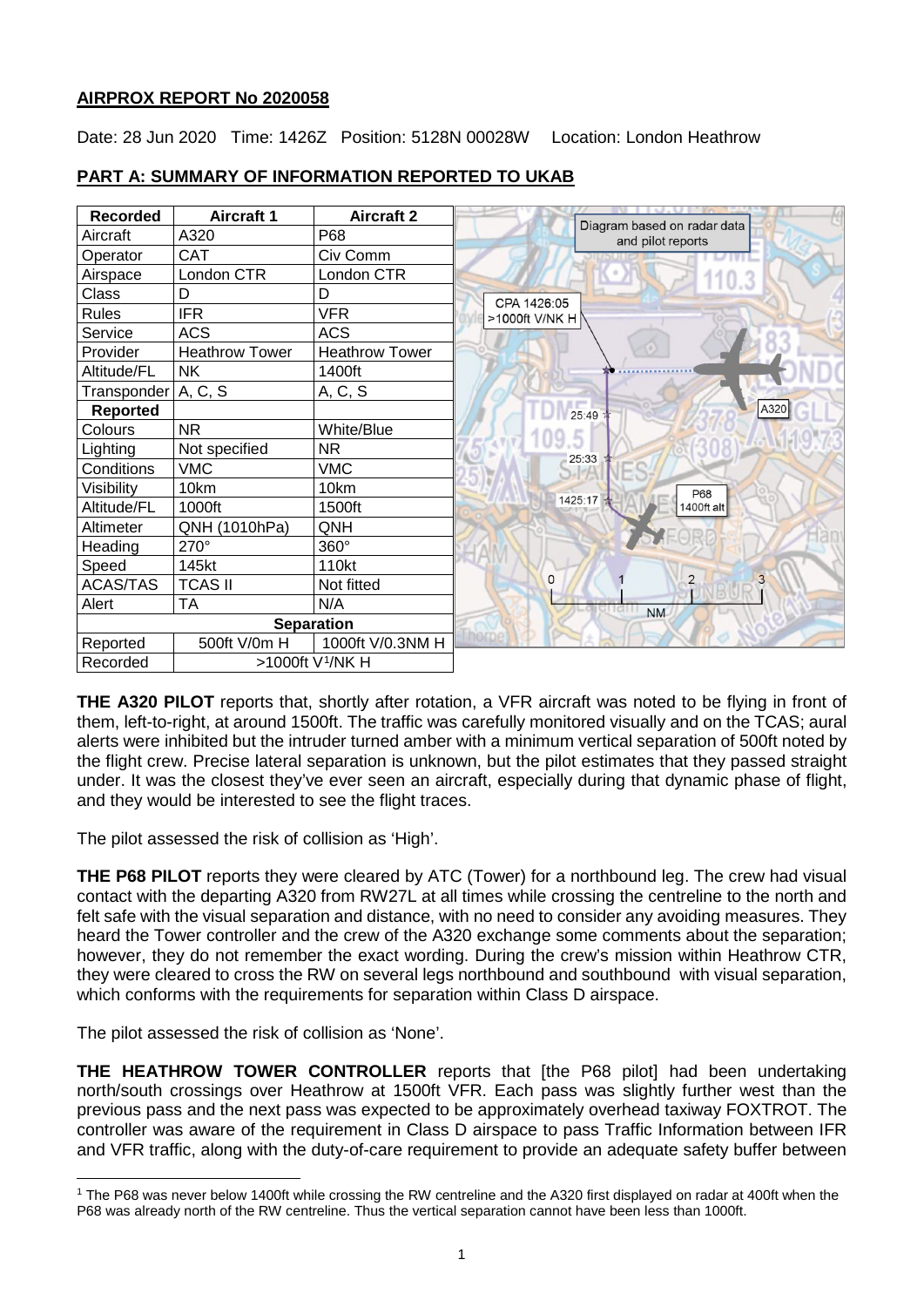**AIRPROX REPORT No 2020058**

Date: 28 Jun 2020 Time: 1426Z Position: 5128N 00028W Location: London Heathrow

## PART A: SUMMARY OF INFORMATION REPORTED TO UKAB

| Recorded | Aircraft 1 | Aircraft 2 |
|---|---|---|
| Aircraft | A320 | P68 |
| Operator | CAT | Civ Comm |
| Airspace | London CTR | London CTR |
| Class | D | D |
| Rules | IFR | VFR |
| Service | ACS | ACS |
| Provider | Heathrow Tower | Heathrow Tower |
| Altitude/FL | NK | 1400ft |
| Transponder | A, C, S | A, C, S |
| **Reported** | | |
| Colours | NR | White/Blue |
| Lighting | Not specified | NR |
| Conditions | VMC | VMC |
| Visibility | 10km | 10km |
| Altitude/FL | 1000ft | 1500ft |
| Altimeter | QNH (1010hPa) | QNH |
| Heading | 270° | 360° |
| Speed | 145kt | 110kt |
| ACAS/TAS | TCAS II | Not fitted |
| Alert | TA | N/A |
| **Separation** | | |
| Reported | 500ft V/0m H | 1000ft V/0.3NM H |
| Recorded | >1000ft V[1]/NK H | |

Diagram based on radar data and pilot reports

CPA 1426:05 >1000ft V/NK H

**THE A320 PILOT** reports that, shortly after rotation, a VFR aircraft was noted to be flying in front of them, left-to-right, at around 1500ft. The traffic was carefully monitored visually and on the TCAS; aural alerts were inhibited but the intruder turned amber with a minimum vertical separation of 500ft noted by the flight crew. Precise lateral separation is unknown, but the pilot estimates that they passed straight under. It was the closest they've ever seen an aircraft, especially during that dynamic phase of flight, and they would be interested to see the flight traces.

The pilot assessed the risk of collision as 'High'.

**THE P68 PILOT** reports they were cleared by ATC (Tower) for a northbound leg. The crew had visual contact with the departing A320 from RW27L at all times while crossing the centreline to the north and felt safe with the visual separation and distance, with no need to consider any avoiding measures. They heard the Tower controller and the crew of the A320 exchange some comments about the separation; however, they do not remember the exact wording. During the crew's mission within Heathrow CTR, they were cleared to cross the RW on several legs northbound and southbound with visual separation, which conforms with the requirements for separation within Class D airspace.

The pilot assessed the risk of collision as 'None'.

**THE HEATHROW TOWER CONTROLLER** reports that [the P68 pilot] had been undertaking north/south crossings over Heathrow at 1500ft VFR. Each pass was slightly further west than the previous pass and the next pass was expected to be approximately overhead taxiway FOXTROT. The controller was aware of the requirement in Class D airspace to pass Traffic Information between IFR and VFR traffic, along with the duty-of-care requirement to provide an adequate safety buffer between

[1] The P68 was never below 1400ft while crossing the RW centreline and the A320 first displayed on radar at 400ft when the P68 was already north of the RW centreline. Thus the vertical separation cannot have been less than 1000ft.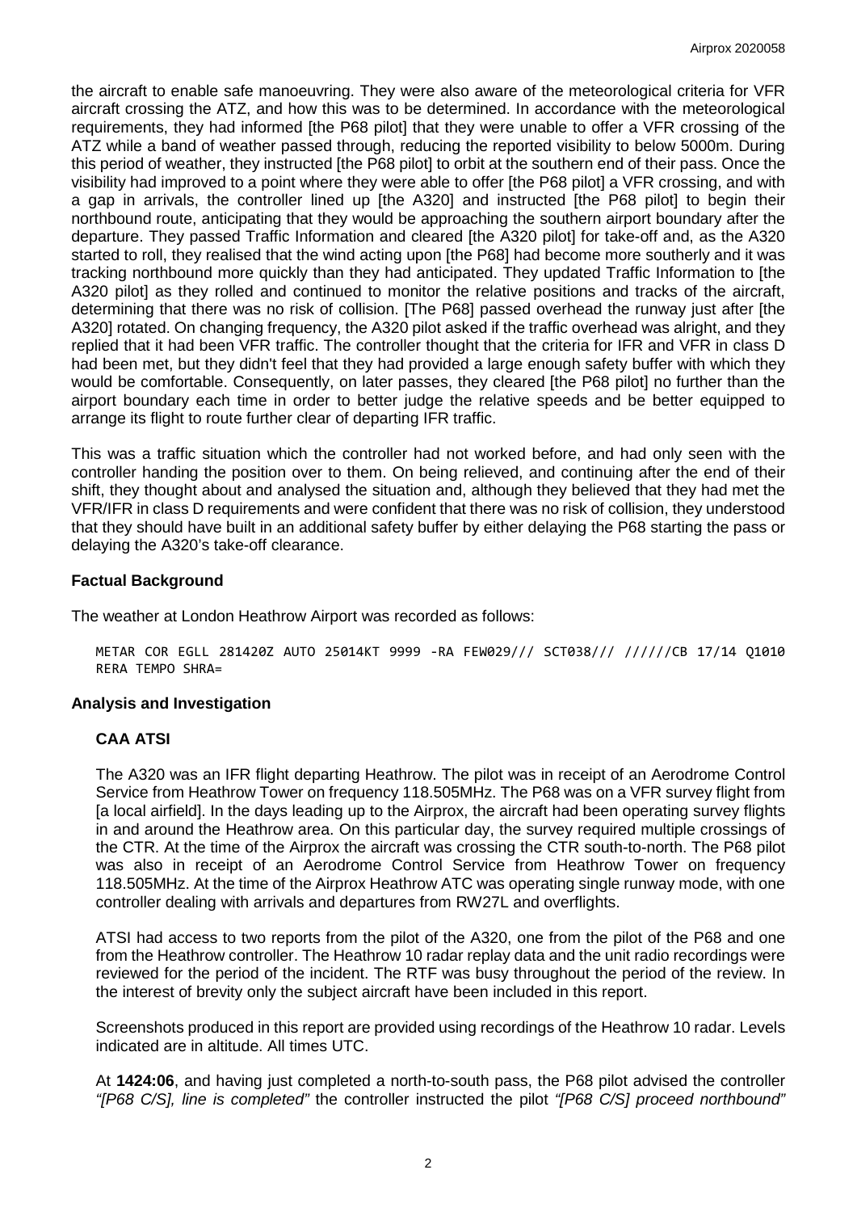the aircraft to enable safe manoeuvring. They were also aware of the meteorological criteria for VFR aircraft crossing the ATZ, and how this was to be determined. In accordance with the meteorological requirements, they had informed [the P68 pilot] that they were unable to offer a VFR crossing of the ATZ while a band of weather passed through, reducing the reported visibility to below 5000m. During this period of weather, they instructed [the P68 pilot] to orbit at the southern end of their pass. Once the visibility had improved to a point where they were able to offer [the P68 pilot] a VFR crossing, and with a gap in arrivals, the controller lined up [the A320] and instructed [the P68 pilot] to begin their northbound route, anticipating that they would be approaching the southern airport boundary after the departure. They passed Traffic Information and cleared [the A320 pilot] for take-off and, as the A320 started to roll, they realised that the wind acting upon [the P68] had become more southerly and it was tracking northbound more quickly than they had anticipated. They updated Traffic Information to [the A320 pilot] as they rolled and continued to monitor the relative positions and tracks of the aircraft, determining that there was no risk of collision. [The P68] passed overhead the runway just after [the A320] rotated. On changing frequency, the A320 pilot asked if the traffic overhead was alright, and they replied that it had been VFR traffic. The controller thought that the criteria for IFR and VFR in class D had been met, but they didn't feel that they had provided a large enough safety buffer with which they would be comfortable. Consequently, on later passes, they cleared [the P68 pilot] no further than the airport boundary each time in order to better judge the relative speeds and be better equipped to arrange its flight to route further clear of departing IFR traffic.

This was a traffic situation which the controller had not worked before, and had only seen with the controller handing the position over to them. On being relieved, and continuing after the end of their shift, they thought about and analysed the situation and, although they believed that they had met the VFR/IFR in class D requirements and were confident that there was no risk of collision, they understood that they should have built in an additional safety buffer by either delaying the P68 starting the pass or delaying the A320's take-off clearance.

### Factual Background

The weather at London Heathrow Airport was recorded as follows:

```
METAR COR EGLL 281420Z AUTO 25014KT 9999 -RA FEW029/// SCT038/// //////CB 17/14 Q1010
RERA TEMPO SHRA=
```

### Analysis and Investigation

#### CAA ATSI

The A320 was an IFR flight departing Heathrow. The pilot was in receipt of an Aerodrome Control Service from Heathrow Tower on frequency 118.505MHz. The P68 was on a VFR survey flight from [a local airfield]. In the days leading up to the Airprox, the aircraft had been operating survey flights in and around the Heathrow area. On this particular day, the survey required multiple crossings of the CTR. At the time of the Airprox the aircraft was crossing the CTR south-to-north. The P68 pilot was also in receipt of an Aerodrome Control Service from Heathrow Tower on frequency 118.505MHz. At the time of the Airprox Heathrow ATC was operating single runway mode, with one controller dealing with arrivals and departures from RW27L and overflights.

ATSI had access to two reports from the pilot of the A320, one from the pilot of the P68 and one from the Heathrow controller. The Heathrow 10 radar replay data and the unit radio recordings were reviewed for the period of the incident. The RTF was busy throughout the period of the review. In the interest of brevity only the subject aircraft have been included in this report.

Screenshots produced in this report are provided using recordings of the Heathrow 10 radar. Levels indicated are in altitude. All times UTC.

At **1424:06**, and having just completed a north-to-south pass, the P68 pilot advised the controller *"[P68 C/S], line is completed"* the controller instructed the pilot *"[P68 C/S] proceed northbound"*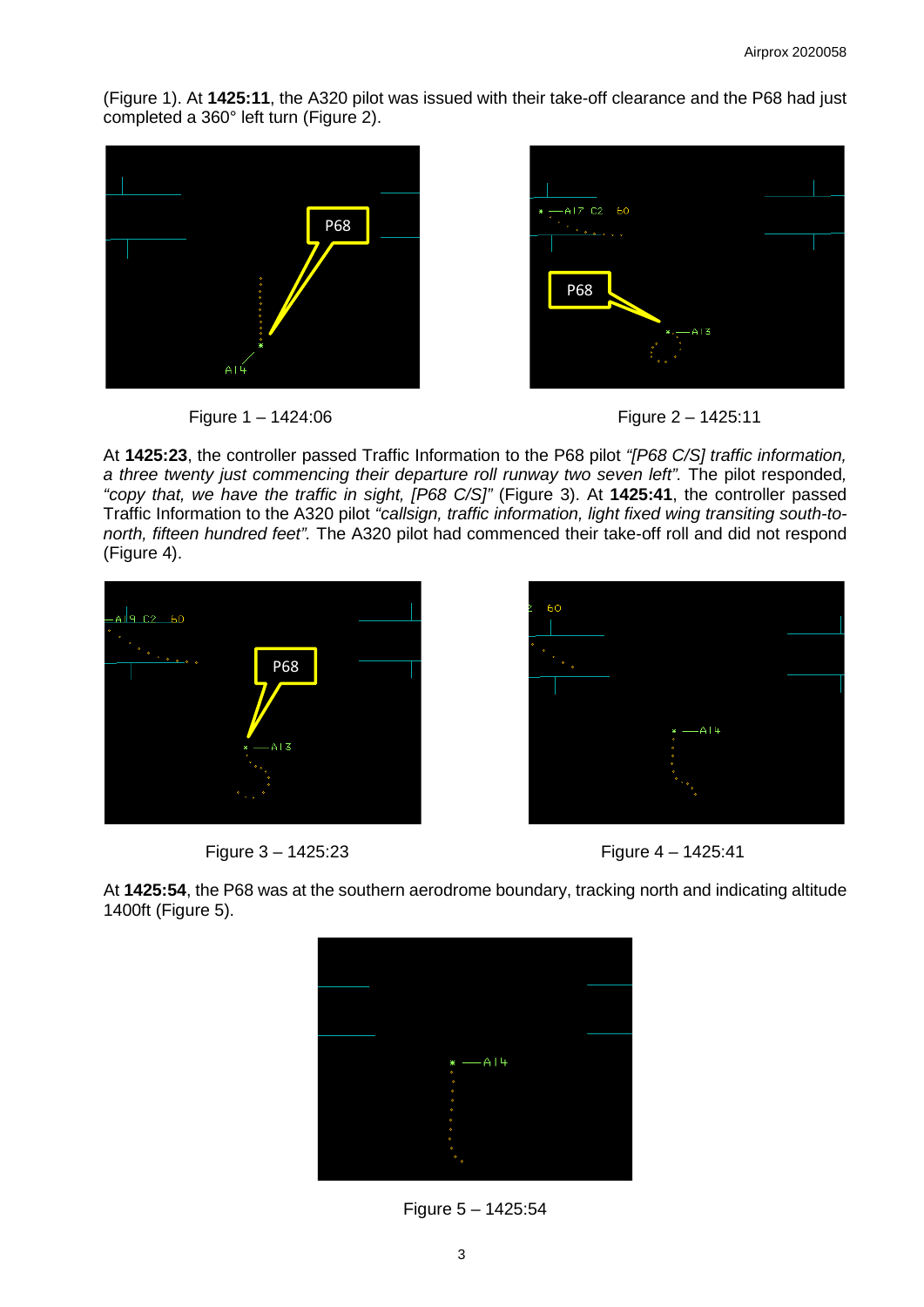(Figure 1). At **1425:11**, the A320 pilot was issued with their take-off clearance and the P68 had just completed a 360° left turn (Figure 2).

Figure 1 – 1424:06

Figure 2 – 1425:11

At **1425:23**, the controller passed Traffic Information to the P68 pilot *"[P68 C/S] traffic information, a three twenty just commencing their departure roll runway two seven left".* The pilot responded, *"copy that, we have the traffic in sight, [P68 C/S]"* (Figure 3). At **1425:41**, the controller passed Traffic Information to the A320 pilot *"callsign, traffic information, light fixed wing transiting south-to-north, fifteen hundred feet".* The A320 pilot had commenced their take-off roll and did not respond (Figure 4).

Figure 3 – 1425:23

Figure 4 – 1425:41

At **1425:54**, the P68 was at the southern aerodrome boundary, tracking north and indicating altitude 1400ft (Figure 5).

Figure 5 – 1425:54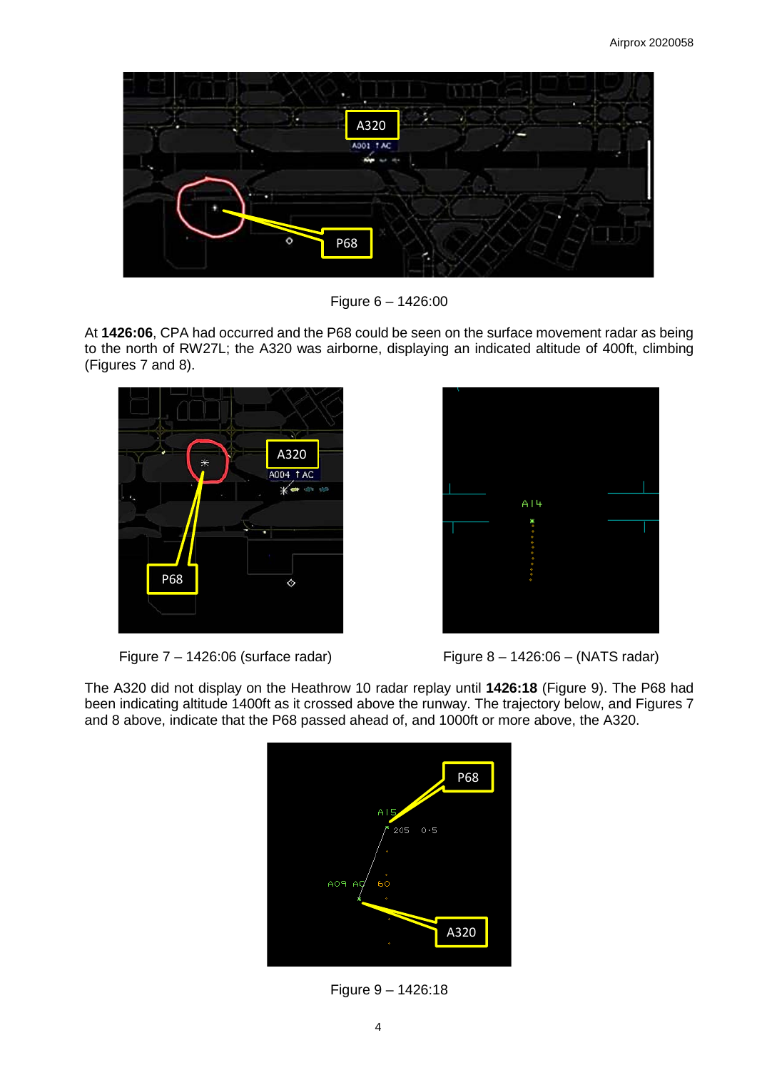Figure 6 – 1426:00

At **1426:06**, CPA had occurred and the P68 could be seen on the surface movement radar as being to the north of RW27L; the A320 was airborne, displaying an indicated altitude of 400ft, climbing (Figures 7 and 8).

Figure 7 – 1426:06 (surface radar)

Figure 8 – 1426:06 – (NATS radar)

The A320 did not display on the Heathrow 10 radar replay until **1426:18** (Figure 9). The P68 had been indicating altitude 1400ft as it crossed above the runway. The trajectory below, and Figures 7 and 8 above, indicate that the P68 passed ahead of, and 1000ft or more above, the A320.

Figure 9 – 1426:18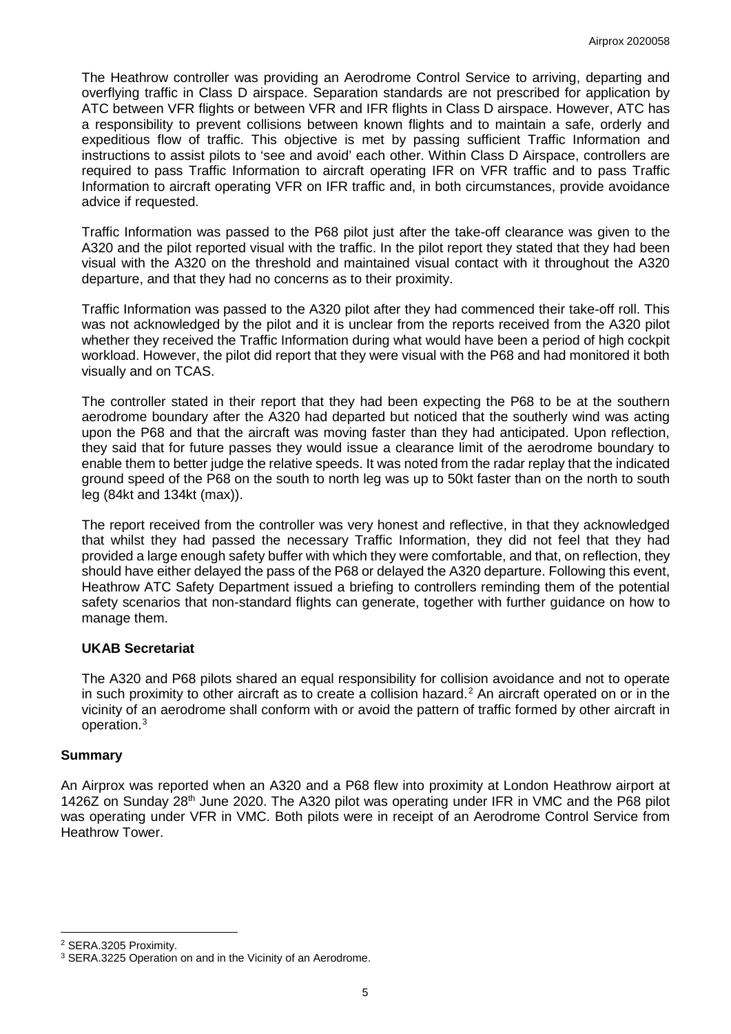The Heathrow controller was providing an Aerodrome Control Service to arriving, departing and overflying traffic in Class D airspace. Separation standards are not prescribed for application by ATC between VFR flights or between VFR and IFR flights in Class D airspace. However, ATC has a responsibility to prevent collisions between known flights and to maintain a safe, orderly and expeditious flow of traffic. This objective is met by passing sufficient Traffic Information and instructions to assist pilots to 'see and avoid' each other. Within Class D Airspace, controllers are required to pass Traffic Information to aircraft operating IFR on VFR traffic and to pass Traffic Information to aircraft operating VFR on IFR traffic and, in both circumstances, provide avoidance advice if requested.

Traffic Information was passed to the P68 pilot just after the take-off clearance was given to the A320 and the pilot reported visual with the traffic. In the pilot report they stated that they had been visual with the A320 on the threshold and maintained visual contact with it throughout the A320 departure, and that they had no concerns as to their proximity.

Traffic Information was passed to the A320 pilot after they had commenced their take-off roll. This was not acknowledged by the pilot and it is unclear from the reports received from the A320 pilot whether they received the Traffic Information during what would have been a period of high cockpit workload. However, the pilot did report that they were visual with the P68 and had monitored it both visually and on TCAS.

The controller stated in their report that they had been expecting the P68 to be at the southern aerodrome boundary after the A320 had departed but noticed that the southerly wind was acting upon the P68 and that the aircraft was moving faster than they had anticipated. Upon reflection, they said that for future passes they would issue a clearance limit of the aerodrome boundary to enable them to better judge the relative speeds. It was noted from the radar replay that the indicated ground speed of the P68 on the south to north leg was up to 50kt faster than on the north to south leg (84kt and 134kt (max)).

The report received from the controller was very honest and reflective, in that they acknowledged that whilst they had passed the necessary Traffic Information, they did not feel that they had provided a large enough safety buffer with which they were comfortable, and that, on reflection, they should have either delayed the pass of the P68 or delayed the A320 departure. Following this event, Heathrow ATC Safety Department issued a briefing to controllers reminding them of the potential safety scenarios that non-standard flights can generate, together with further guidance on how to manage them.

### UKAB Secretariat

The A320 and P68 pilots shared an equal responsibility for collision avoidance and not to operate in such proximity to other aircraft as to create a collision hazard.[2] An aircraft operated on or in the vicinity of an aerodrome shall conform with or avoid the pattern of traffic formed by other aircraft in operation.[3]

## Summary

An Airprox was reported when an A320 and a P68 flew into proximity at London Heathrow airport at 1426Z on Sunday 28th June 2020. The A320 pilot was operating under IFR in VMC and the P68 pilot was operating under VFR in VMC. Both pilots were in receipt of an Aerodrome Control Service from Heathrow Tower.

[2] SERA.3205 Proximity.

[3] SERA.3225 Operation on and in the Vicinity of an Aerodrome.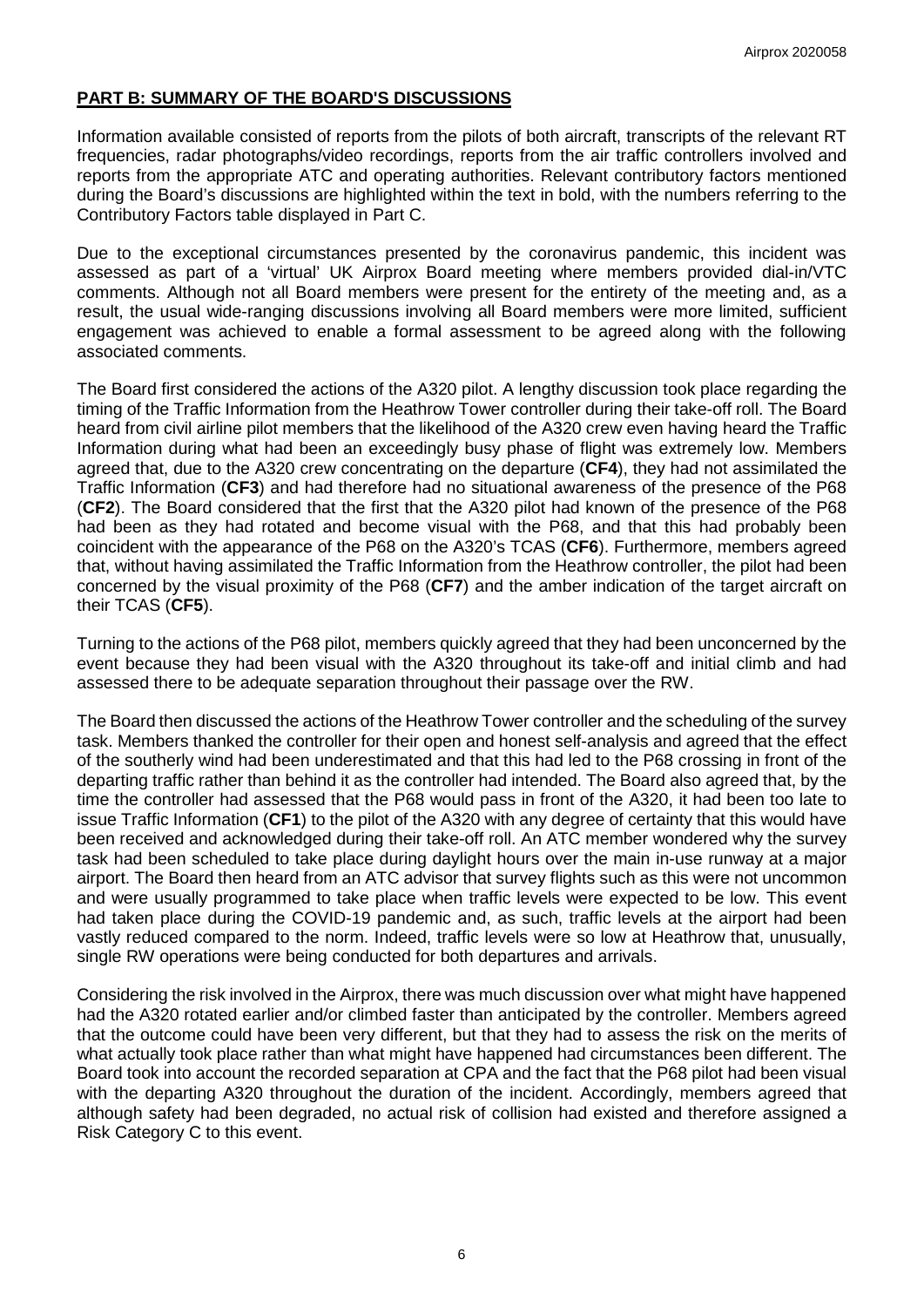## PART B: SUMMARY OF THE BOARD'S DISCUSSIONS

Information available consisted of reports from the pilots of both aircraft, transcripts of the relevant RT frequencies, radar photographs/video recordings, reports from the air traffic controllers involved and reports from the appropriate ATC and operating authorities. Relevant contributory factors mentioned during the Board's discussions are highlighted within the text in bold, with the numbers referring to the Contributory Factors table displayed in Part C.

Due to the exceptional circumstances presented by the coronavirus pandemic, this incident was assessed as part of a 'virtual' UK Airprox Board meeting where members provided dial-in/VTC comments. Although not all Board members were present for the entirety of the meeting and, as a result, the usual wide-ranging discussions involving all Board members were more limited, sufficient engagement was achieved to enable a formal assessment to be agreed along with the following associated comments.

The Board first considered the actions of the A320 pilot. A lengthy discussion took place regarding the timing of the Traffic Information from the Heathrow Tower controller during their take-off roll. The Board heard from civil airline pilot members that the likelihood of the A320 crew even having heard the Traffic Information during what had been an exceedingly busy phase of flight was extremely low. Members agreed that, due to the A320 crew concentrating on the departure (**CF4**), they had not assimilated the Traffic Information (**CF3**) and had therefore had no situational awareness of the presence of the P68 (**CF2**). The Board considered that the first that the A320 pilot had known of the presence of the P68 had been as they had rotated and become visual with the P68, and that this had probably been coincident with the appearance of the P68 on the A320's TCAS (**CF6**). Furthermore, members agreed that, without having assimilated the Traffic Information from the Heathrow controller, the pilot had been concerned by the visual proximity of the P68 (**CF7**) and the amber indication of the target aircraft on their TCAS (**CF5**).

Turning to the actions of the P68 pilot, members quickly agreed that they had been unconcerned by the event because they had been visual with the A320 throughout its take-off and initial climb and had assessed there to be adequate separation throughout their passage over the RW.

The Board then discussed the actions of the Heathrow Tower controller and the scheduling of the survey task. Members thanked the controller for their open and honest self-analysis and agreed that the effect of the southerly wind had been underestimated and that this had led to the P68 crossing in front of the departing traffic rather than behind it as the controller had intended. The Board also agreed that, by the time the controller had assessed that the P68 would pass in front of the A320, it had been too late to issue Traffic Information (**CF1**) to the pilot of the A320 with any degree of certainty that this would have been received and acknowledged during their take-off roll. An ATC member wondered why the survey task had been scheduled to take place during daylight hours over the main in-use runway at a major airport. The Board then heard from an ATC advisor that survey flights such as this were not uncommon and were usually programmed to take place when traffic levels were expected to be low. This event had taken place during the COVID-19 pandemic and, as such, traffic levels at the airport had been vastly reduced compared to the norm. Indeed, traffic levels were so low at Heathrow that, unusually, single RW operations were being conducted for both departures and arrivals.

Considering the risk involved in the Airprox, there was much discussion over what might have happened had the A320 rotated earlier and/or climbed faster than anticipated by the controller. Members agreed that the outcome could have been very different, but that they had to assess the risk on the merits of what actually took place rather than what might have happened had circumstances been different. The Board took into account the recorded separation at CPA and the fact that the P68 pilot had been visual with the departing A320 throughout the duration of the incident. Accordingly, members agreed that although safety had been degraded, no actual risk of collision had existed and therefore assigned a Risk Category C to this event.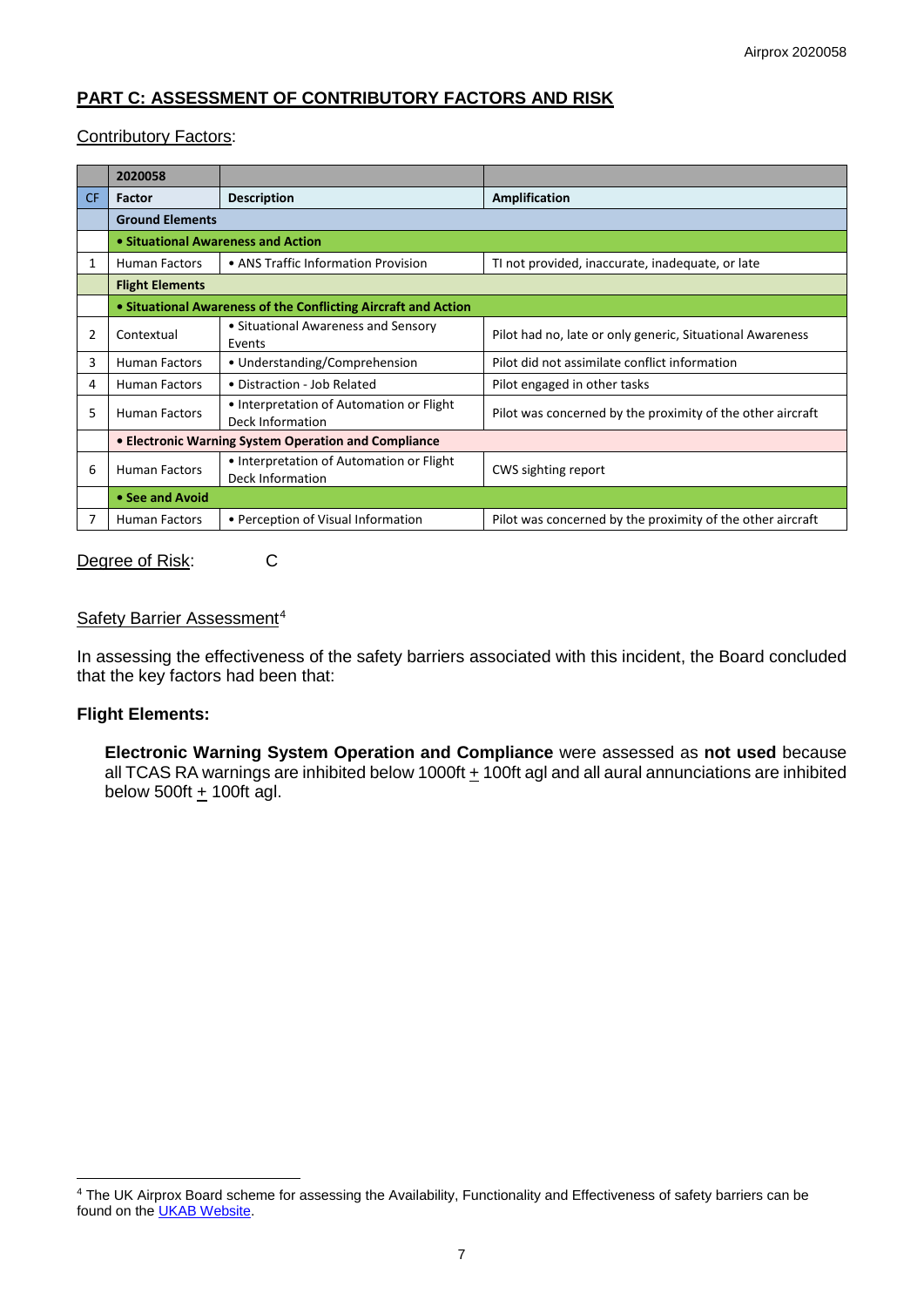## PART C: ASSESSMENT OF CONTRIBUTORY FACTORS AND RISK

Contributory Factors:

| | 2020058 | | |
|---|---|---|---|
| **CF** | **Factor** | **Description** | **Amplification** |
| | **Ground Elements** | | |
| | **• Situational Awareness and Action** | | |
| 1 | Human Factors | • ANS Traffic Information Provision | TI not provided, inaccurate, inadequate, or late |
| | **Flight Elements** | | |
| | **• Situational Awareness of the Conflicting Aircraft and Action** | | |
| 2 | Contextual | • Situational Awareness and Sensory Events | Pilot had no, late or only generic, Situational Awareness |
| 3 | Human Factors | • Understanding/Comprehension | Pilot did not assimilate conflict information |
| 4 | Human Factors | • Distraction - Job Related | Pilot engaged in other tasks |
| 5 | Human Factors | • Interpretation of Automation or Flight Deck Information | Pilot was concerned by the proximity of the other aircraft |
| | **• Electronic Warning System Operation and Compliance** | | |
| 6 | Human Factors | • Interpretation of Automation or Flight Deck Information | CWS sighting report |
| | **• See and Avoid** | | |
| 7 | Human Factors | • Perception of Visual Information | Pilot was concerned by the proximity of the other aircraft |

Degree of Risk: C

Safety Barrier Assessment[4]

In assessing the effectiveness of the safety barriers associated with this incident, the Board concluded that the key factors had been that:

**Flight Elements:**

**Electronic Warning System Operation and Compliance** were assessed as **not used** because all TCAS RA warnings are inhibited below 1000ft ± 100ft agl and all aural annunciations are inhibited below 500ft ± 100ft agl.

[4] The UK Airprox Board scheme for assessing the Availability, Functionality and Effectiveness of safety barriers can be found on the UKAB Website.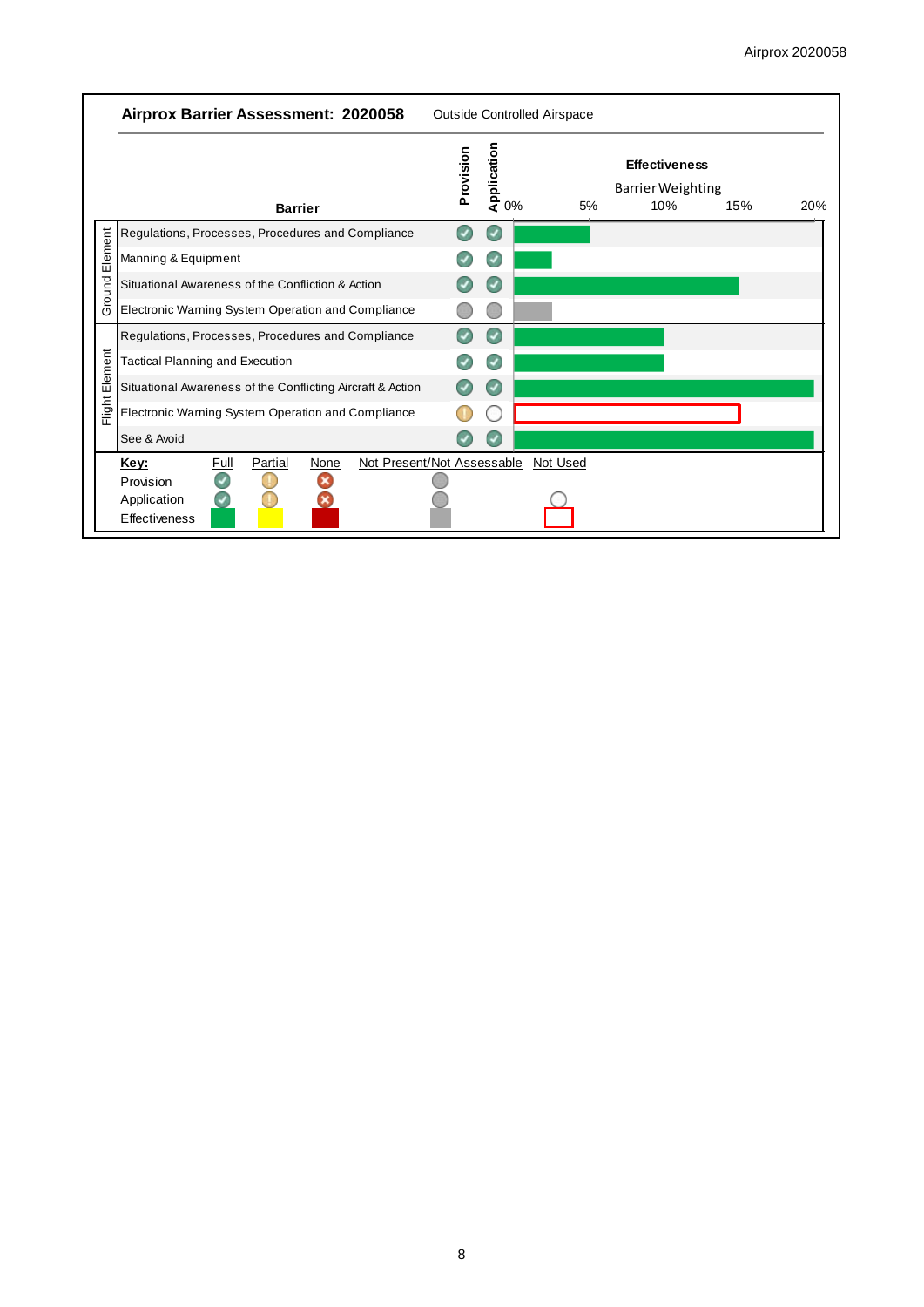**Airprox Barrier Assessment: 2020058** Outside Controlled Airspace

Barrier

Provision

Application

Effectiveness

Barrier Weighting

0% 5% 10% 15% 20%

Ground Element

Regulations, Processes, Procedures and Compliance

Manning & Equipment

Situational Awareness of the Confliction & Action

Electronic Warning System Operation and Compliance

Flight Element

Regulations, Processes, Procedures and Compliance

Tactical Planning and Execution

Situational Awareness of the Conflicting Aircraft & Action

Electronic Warning System Operation and Compliance

See & Avoid

Key: Full Partial None Not Present/Not Assessable Not Used

Provision

Application

Effectiveness